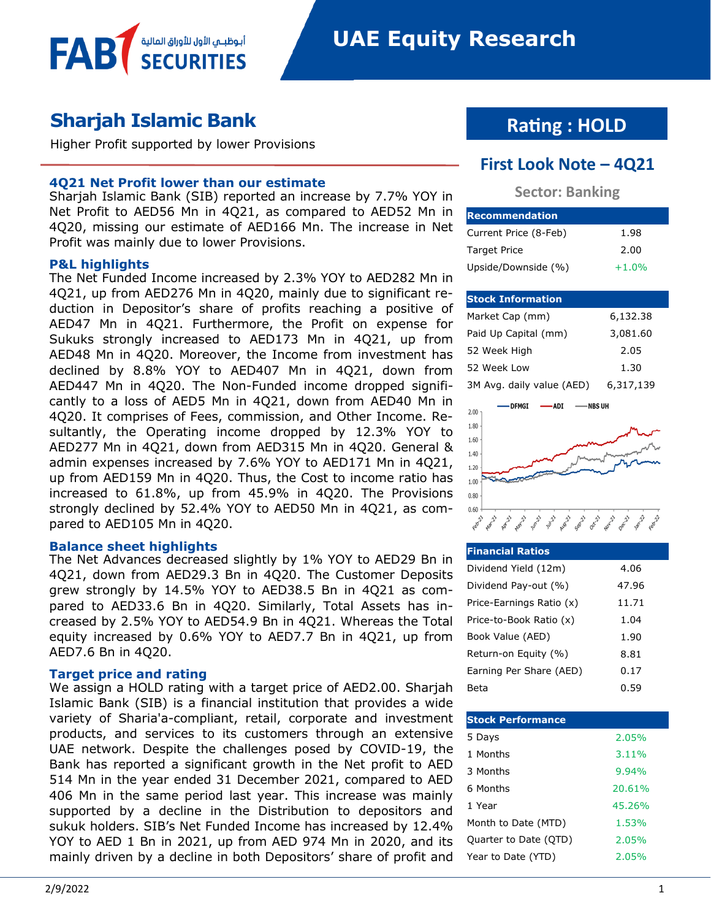# UAE Equity Research

## Sharjah Islamic Bank

Higher Profit supported by lower Provisions

### 4Q21 Net Profit lower than our estimate

Sharjah Islamic Bank (SIB) reported an increase by 7.7% YOY in Net Profit to AED56 Mn in 4Q21, as compared to AED52 Mn in 4Q20, missing our estimate of AED166 Mn. The increase in Net Profit was mainly due to lower Provisions.

### P&L highlights

The Net Funded Income increased by 2.3% YOY to AED282 Mn in 4Q21, up from AED276 Mn in 4Q20, mainly due to significant reduction in Depositor's share of profits reaching a positive of AED47 Mn in 4Q21. Furthermore, the Profit on expense for Sukuks strongly increased to AED173 Mn in 4Q21, up from AED48 Mn in 4Q20. Moreover, the Income from investment has declined by 8.8% YOY to AED407 Mn in 4Q21, down from AED447 Mn in 4Q20. The Non-Funded income dropped significantly to a loss of AED5 Mn in 4Q21, down from AED40 Mn in 4Q20. It comprises of Fees, commission, and Other Income. Resultantly, the Operating income dropped by 12.3% YOY to AED277 Mn in 4Q21, down from AED315 Mn in 4Q20. General & admin expenses increased by 7.6% YOY to AED171 Mn in 4Q21, up from AED159 Mn in 4Q20. Thus, the Cost to income ratio has increased to 61.8%, up from 45.9% in 4Q20. The Provisions strongly declined by 52.4% YOY to AED50 Mn in 4Q21, as compared to AED105 Mn in 4Q20.

### Balance sheet highlights

The Net Advances decreased slightly by 1% YOY to AED29 Bn in 4Q21, down from AED29.3 Bn in 4Q20. The Customer Deposits grew strongly by 14.5% YOY to AED38.5 Bn in 4Q21 as compared to AED33.6 Bn in 4Q20. Similarly, Total Assets has increased by 2.5% YOY to AED54.9 Bn in 4Q21. Whereas the Total equity increased by 0.6% YOY to AED7.7 Bn in 4Q21, up from AED7.6 Bn in 4Q20.

### Target price and rating

We assign a HOLD rating with a target price of AED2.00. Sharjah Islamic Bank (SIB) is a financial institution that provides a wide variety of Sharia'a-compliant, retail, corporate and investment products, and services to its customers through an extensive UAE network. Despite the challenges posed by COVID-19, the Bank has reported a significant growth in the Net profit to AED 514 Mn in the year ended 31 December 2021, compared to AED 406 Mn in the same period last year. This increase was mainly supported by a decline in the Distribution to depositors and sukuk holders. SIB's Net Funded Income has increased by 12.4% YOY to AED 1 Bn in 2021, up from AED 974 Mn in 2020, and its mainly driven by a decline in both Depositors' share of profit and

## Rating : HOLD

### First Look Note – 4Q21

**Sector: Banking**

| Recommendation | |
|---|---|
| Current Price (8-Feb) | 1.98 |
| Target Price | 2.00 |
| Upside/Downside (%) | +1.0% |

| Stock Information | |
|---|---|
| Market Cap (mm) | 6,132.38 |
| Paid Up Capital (mm) | 3,081.60 |
| 52 Week High | 2.05 |
| 52 Week Low | 1.30 |
| 3M Avg. daily value (AED) | 6,317,139 |

| Financial Ratios | |
|---|---|
| Dividend Yield (12m) | 4.06 |
| Dividend Pay-out (%) | 47.96 |
| Price-Earnings Ratio (x) | 11.71 |
| Price-to-Book Ratio (x) | 1.04 |
| Book Value (AED) | 1.90 |
| Return-on Equity (%) | 8.81 |
| Earning Per Share (AED) | 0.17 |
| Beta | 0.59 |

| Stock Performance | |
|---|---|
| 5 Days | 2.05% |
| 1 Months | 3.11% |
| 3 Months | 9.94% |
| 6 Months | 20.61% |
| 1 Year | 45.26% |
| Month to Date (MTD) | 1.53% |
| Quarter to Date (QTD) | 2.05% |
| Year to Date (YTD) | 2.05% |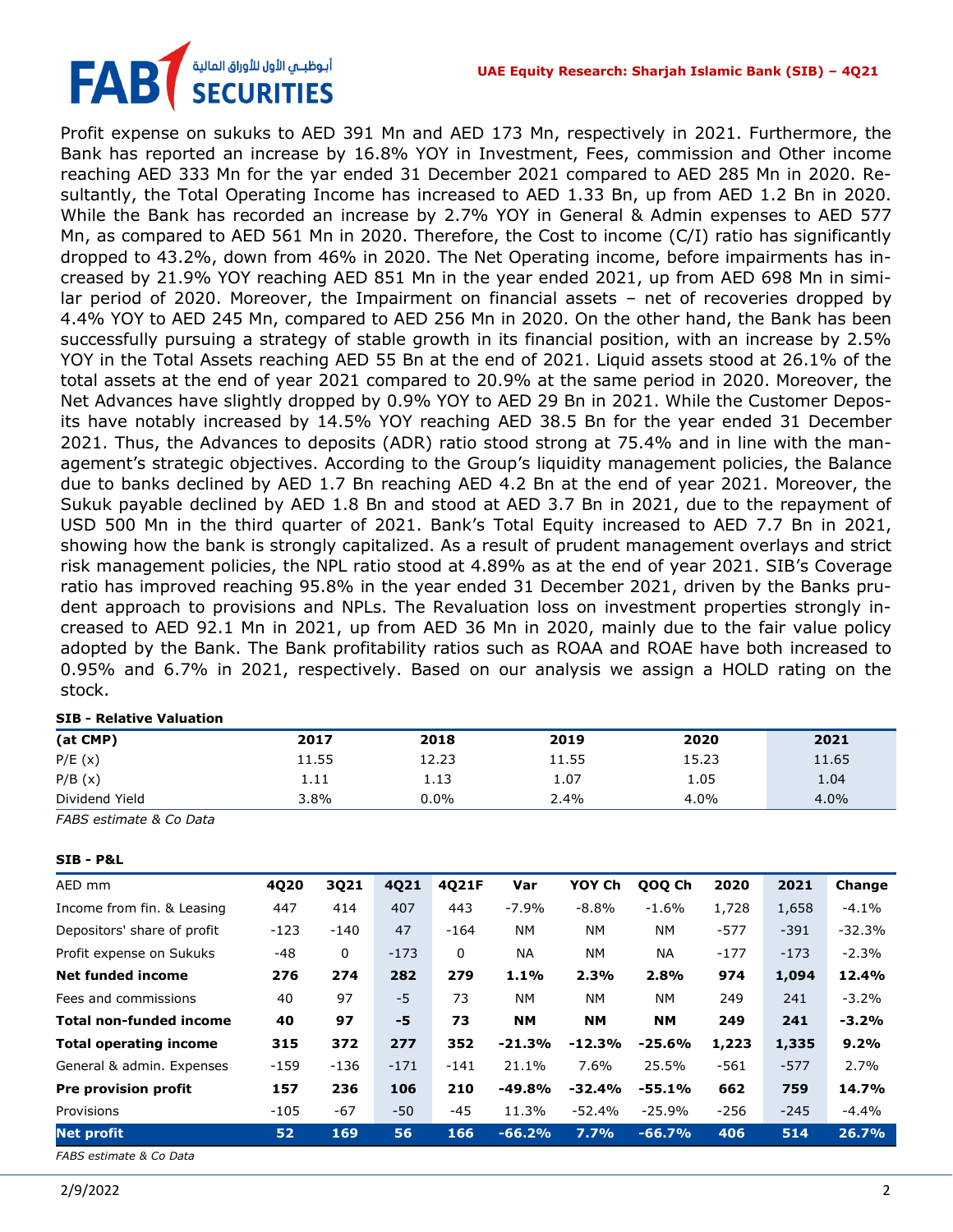Profit expense on sukuks to AED 391 Mn and AED 173 Mn, respectively in 2021. Furthermore, the Bank has reported an increase by 16.8% YOY in Investment, Fees, commission and Other income reaching AED 333 Mn for the yar ended 31 December 2021 compared to AED 285 Mn in 2020. Resultantly, the Total Operating Income has increased to AED 1.33 Bn, up from AED 1.2 Bn in 2020. While the Bank has recorded an increase by 2.7% YOY in General & Admin expenses to AED 577 Mn, as compared to AED 561 Mn in 2020. Therefore, the Cost to income (C/I) ratio has significantly dropped to 43.2%, down from 46% in 2020. The Net Operating income, before impairments has increased by 21.9% YOY reaching AED 851 Mn in the year ended 2021, up from AED 698 Mn in similar period of 2020. Moreover, the Impairment on financial assets – net of recoveries dropped by 4.4% YOY to AED 245 Mn, compared to AED 256 Mn in 2020. On the other hand, the Bank has been successfully pursuing a strategy of stable growth in its financial position, with an increase by 2.5% YOY in the Total Assets reaching AED 55 Bn at the end of 2021. Liquid assets stood at 26.1% of the total assets at the end of year 2021 compared to 20.9% at the same period in 2020. Moreover, the Net Advances have slightly dropped by 0.9% YOY to AED 29 Bn in 2021. While the Customer Deposits have notably increased by 14.5% YOY reaching AED 38.5 Bn for the year ended 31 December 2021. Thus, the Advances to deposits (ADR) ratio stood strong at 75.4% and in line with the management's strategic objectives. According to the Group's liquidity management policies, the Balance due to banks declined by AED 1.7 Bn reaching AED 4.2 Bn at the end of year 2021. Moreover, the Sukuk payable declined by AED 1.8 Bn and stood at AED 3.7 Bn in 2021, due to the repayment of USD 500 Mn in the third quarter of 2021. Bank's Total Equity increased to AED 7.7 Bn in 2021, showing how the bank is strongly capitalized. As a result of prudent management overlays and strict risk management policies, the NPL ratio stood at 4.89% as at the end of year 2021. SIB's Coverage ratio has improved reaching 95.8% in the year ended 31 December 2021, driven by the Banks prudent approach to provisions and NPLs. The Revaluation loss on investment properties strongly increased to AED 92.1 Mn in 2021, up from AED 36 Mn in 2020, mainly due to the fair value policy adopted by the Bank. The Bank profitability ratios such as ROAA and ROAE have both increased to 0.95% and 6.7% in 2021, respectively. Based on our analysis we assign a HOLD rating on the stock.

**SIB - Relative Valuation**

| (at CMP) | 2017 | 2018 | 2019 | 2020 | 2021 |
|---|---|---|---|---|---|
| P/E (x) | 11.55 | 12.23 | 11.55 | 15.23 | 11.65 |
| P/B (x) | 1.11 | 1.13 | 1.07 | 1.05 | 1.04 |
| Dividend Yield | 3.8% | 0.0% | 2.4% | 4.0% | 4.0% |

*FABS estimate & Co Data*

**SIB - P&L**

| AED mm | 4Q20 | 3Q21 | 4Q21 | 4Q21F | Var | YOY Ch | QOQ Ch | 2020 | 2021 | Change |
|---|---|---|---|---|---|---|---|---|---|---|
| Income from fin. & Leasing | 447 | 414 | 407 | 443 | -7.9% | -8.8% | -1.6% | 1,728 | 1,658 | -4.1% |
| Depositors' share of profit | -123 | -140 | 47 | -164 | NM | NM | NM | -577 | -391 | -32.3% |
| Profit expense on Sukuks | -48 | 0 | -173 | 0 | NA | NM | NA | -177 | -173 | -2.3% |
| **Net funded income** | **276** | **274** | **282** | **279** | **1.1%** | **2.3%** | **2.8%** | **974** | **1,094** | **12.4%** |
| Fees and commissions | 40 | 97 | -5 | 73 | NM | NM | NM | 249 | 241 | -3.2% |
| **Total non-funded income** | **40** | **97** | **-5** | **73** | **NM** | **NM** | **NM** | **249** | **241** | **-3.2%** |
| **Total operating income** | **315** | **372** | **277** | **352** | **-21.3%** | **-12.3%** | **-25.6%** | **1,223** | **1,335** | **9.2%** |
| General & admin. Expenses | -159 | -136 | -171 | -141 | 21.1% | 7.6% | 25.5% | -561 | -577 | 2.7% |
| **Pre provision profit** | **157** | **236** | **106** | **210** | **-49.8%** | **-32.4%** | **-55.1%** | **662** | **759** | **14.7%** |
| Provisions | -105 | -67 | -50 | -45 | 11.3% | -52.4% | -25.9% | -256 | -245 | -4.4% |
| **Net profit** | **52** | **169** | **56** | **166** | **-66.2%** | **7.7%** | **-66.7%** | **406** | **514** | **26.7%** |

*FABS estimate & Co Data*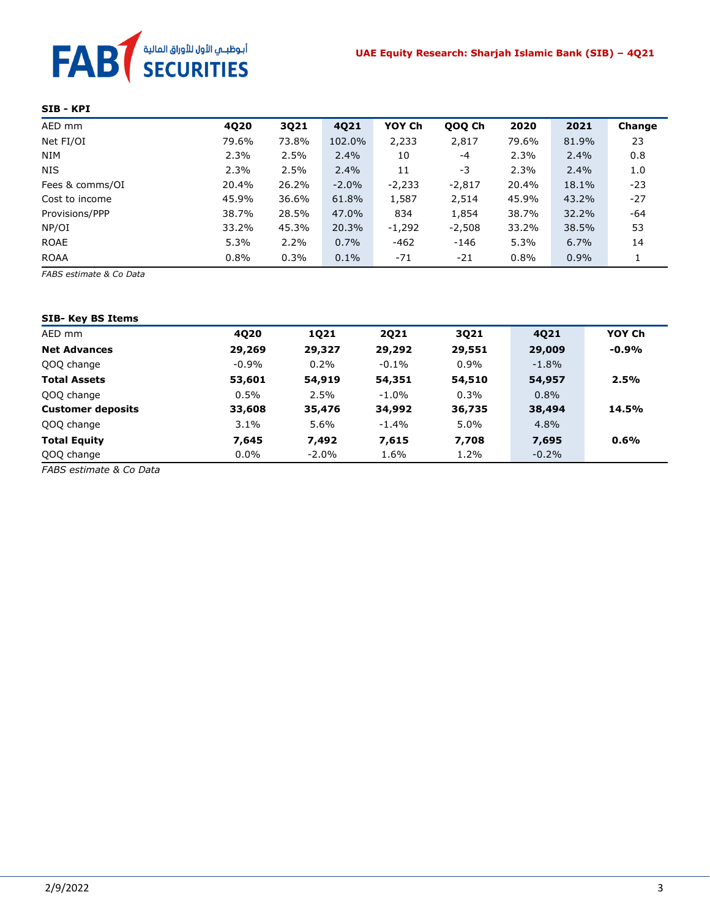**SIB - KPI**

| AED mm | 4Q20 | 3Q21 | 4Q21 | YOY Ch | QOQ Ch | 2020 | 2021 | Change |
|---|---|---|---|---|---|---|---|---|
| Net FI/OI | 79.6% | 73.8% | 102.0% | 2,233 | 2,817 | 79.6% | 81.9% | 23 |
| NIM | 2.3% | 2.5% | 2.4% | 10 | -4 | 2.3% | 2.4% | 0.8 |
| NIS | 2.3% | 2.5% | 2.4% | 11 | -3 | 2.3% | 2.4% | 1.0 |
| Fees & comms/OI | 20.4% | 26.2% | -2.0% | -2,233 | -2,817 | 20.4% | 18.1% | -23 |
| Cost to income | 45.9% | 36.6% | 61.8% | 1,587 | 2,514 | 45.9% | 43.2% | -27 |
| Provisions/PPP | 38.7% | 28.5% | 47.0% | 834 | 1,854 | 38.7% | 32.2% | -64 |
| NP/OI | 33.2% | 45.3% | 20.3% | -1,292 | -2,508 | 33.2% | 38.5% | 53 |
| ROAE | 5.3% | 2.2% | 0.7% | -462 | -146 | 5.3% | 6.7% | 14 |
| ROAA | 0.8% | 0.3% | 0.1% | -71 | -21 | 0.8% | 0.9% | 1 |

*FABS estimate & Co Data*

**SIB- Key BS Items**

| AED mm | 4Q20 | 1Q21 | 2Q21 | 3Q21 | 4Q21 | YOY Ch |
|---|---|---|---|---|---|---|
| **Net Advances** | **29,269** | **29,327** | **29,292** | **29,551** | **29,009** | **-0.9%** |
| QOQ change | -0.9% | 0.2% | -0.1% | 0.9% | -1.8% | |
| **Total Assets** | **53,601** | **54,919** | **54,351** | **54,510** | **54,957** | **2.5%** |
| QOQ change | 0.5% | 2.5% | -1.0% | 0.3% | 0.8% | |
| **Customer deposits** | **33,608** | **35,476** | **34,992** | **36,735** | **38,494** | **14.5%** |
| QOQ change | 3.1% | 5.6% | -1.4% | 5.0% | 4.8% | |
| **Total Equity** | **7,645** | **7,492** | **7,615** | **7,708** | **7,695** | **0.6%** |
| QOQ change | 0.0% | -2.0% | 1.6% | 1.2% | -0.2% | |

*FABS estimate & Co Data*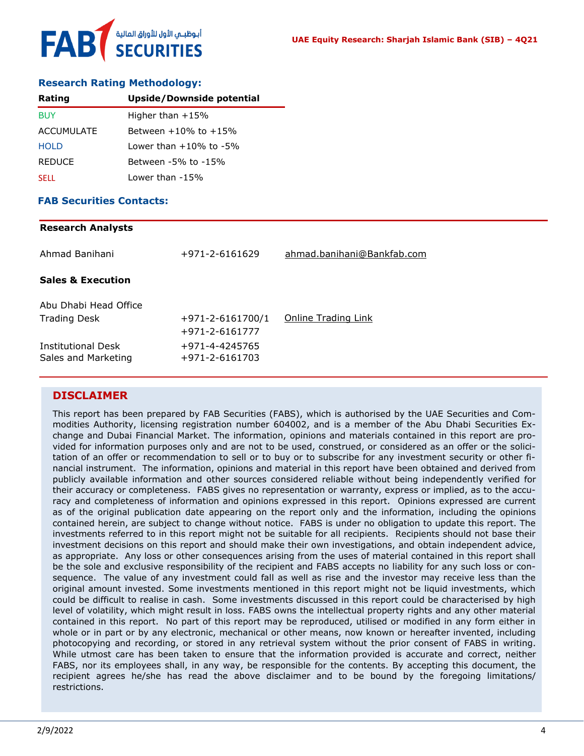## Research Rating Methodology:

| Rating | Upside/Downside potential |
|---|---|
| BUY | Higher than +15% |
| ACCUMULATE | Between +10% to +15% |
| HOLD | Lower than +10% to -5% |
| REDUCE | Between -5% to -15% |
| SELL | Lower than -15% |

## FAB Securities Contacts:

**Research Analysts**

| | | |
|---|---|---|
| Ahmad Banihani | +971-2-6161629 | ahmad.banihani@Bankfab.com |

**Sales & Execution**

| | | |
|---|---|---|
| Abu Dhabi Head Office | | |
| Trading Desk | +971-2-6161700/1<br>+971-2-6161777 | Online Trading Link |
| Institutional Desk | +971-4-4245765 | |
| Sales and Marketing | +971-2-6161703 | |

## DISCLAIMER

This report has been prepared by FAB Securities (FABS), which is authorised by the UAE Securities and Commodities Authority, licensing registration number 604002, and is a member of the Abu Dhabi Securities Exchange and Dubai Financial Market. The information, opinions and materials contained in this report are provided for information purposes only and are not to be used, construed, or considered as an offer or the solicitation of an offer or recommendation to sell or to buy or to subscribe for any investment security or other financial instrument. The information, opinions and material in this report have been obtained and derived from publicly available information and other sources considered reliable without being independently verified for their accuracy or completeness. FABS gives no representation or warranty, express or implied, as to the accuracy and completeness of information and opinions expressed in this report. Opinions expressed are current as of the original publication date appearing on the report only and the information, including the opinions contained herein, are subject to change without notice. FABS is under no obligation to update this report. The investments referred to in this report might not be suitable for all recipients. Recipients should not base their investment decisions on this report and should make their own investigations, and obtain independent advice, as appropriate. Any loss or other consequences arising from the uses of material contained in this report shall be the sole and exclusive responsibility of the recipient and FABS accepts no liability for any such loss or consequence. The value of any investment could fall as well as rise and the investor may receive less than the original amount invested. Some investments mentioned in this report might not be liquid investments, which could be difficult to realise in cash. Some investments discussed in this report could be characterised by high level of volatility, which might result in loss. FABS owns the intellectual property rights and any other material contained in this report. No part of this report may be reproduced, utilised or modified in any form either in whole or in part or by any electronic, mechanical or other means, now known or hereafter invented, including photocopying and recording, or stored in any retrieval system without the prior consent of FABS in writing. While utmost care has been taken to ensure that the information provided is accurate and correct, neither FABS, nor its employees shall, in any way, be responsible for the contents. By accepting this document, the recipient agrees he/she has read the above disclaimer and to be bound by the foregoing limitations/restrictions.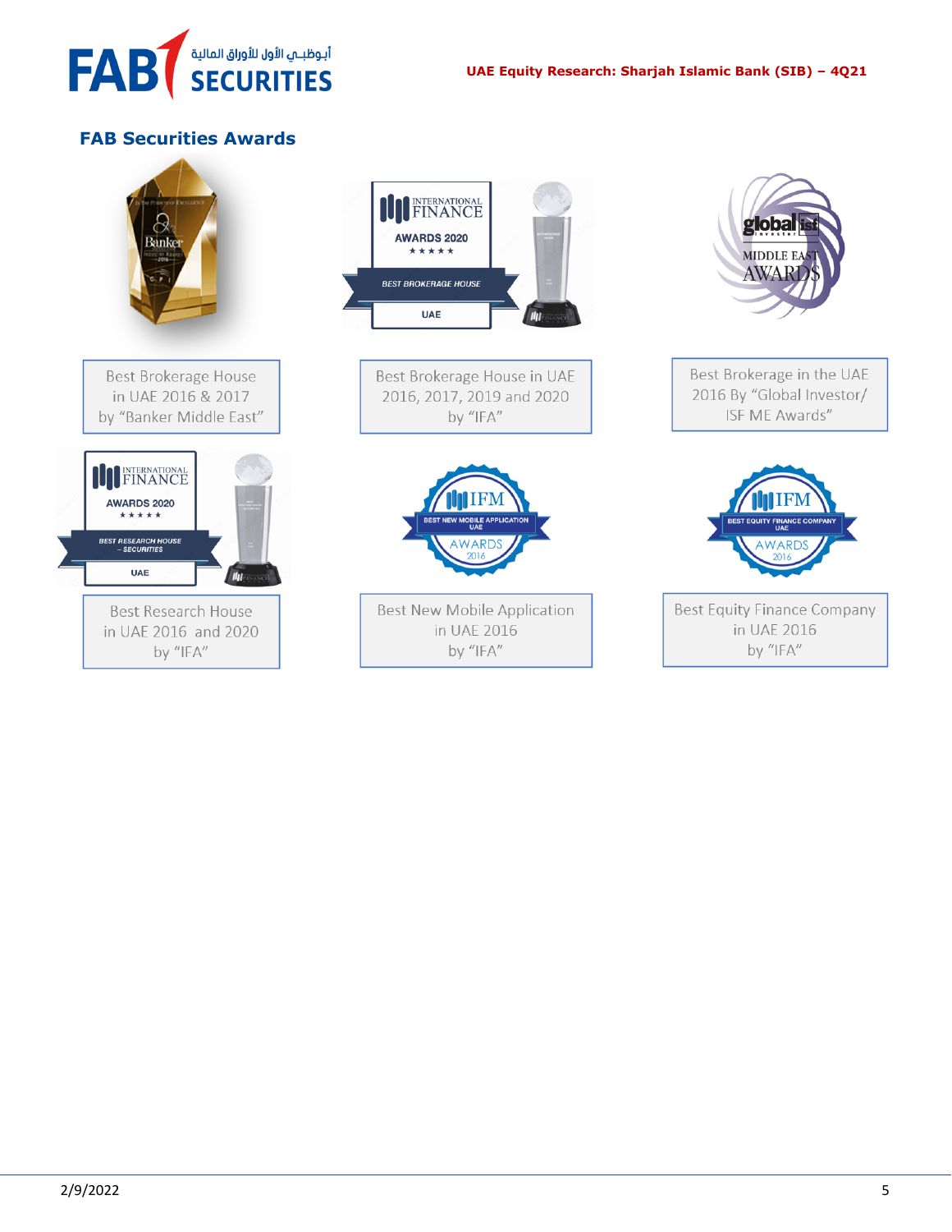## FAB Securities Awards

Best Brokerage House in UAE 2016 & 2017 by "Banker Middle East"

Best Brokerage House in UAE 2016, 2017, 2019 and 2020 by "IFA"

Best Brokerage in the UAE 2016 By "Global Investor/ ISF ME Awards"

Best Research House in UAE 2016 and 2020 by "IFA"

Best New Mobile Application in UAE 2016 by "IFA"

Best Equity Finance Company in UAE 2016 by "IFA"